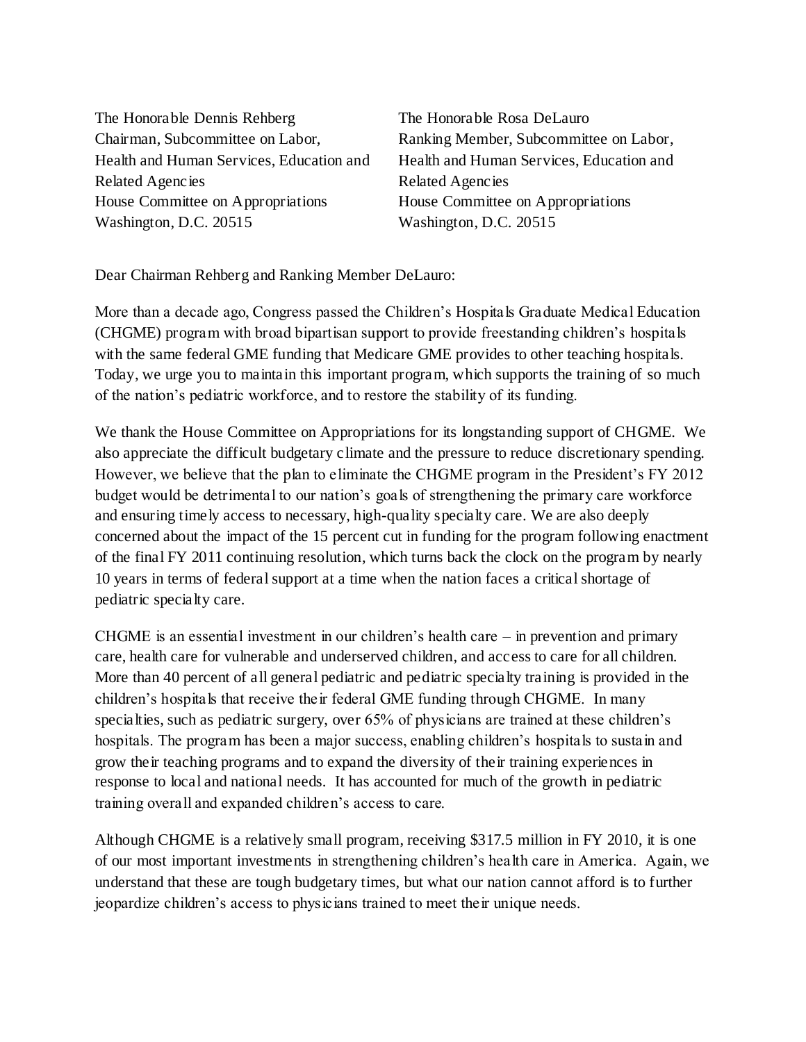The Honorable Dennis Rehberg
Chairman, Subcommittee on Labor,
Health and Human Services, Education and
Related Agencies
House Committee on Appropriations
Washington, D.C. 20515

The Honorable Rosa DeLauro
Ranking Member, Subcommittee on Labor,
Health and Human Services, Education and
Related Agencies
House Committee on Appropriations
Washington, D.C. 20515

Dear Chairman Rehberg and Ranking Member DeLauro:

More than a decade ago, Congress passed the Children's Hospitals Graduate Medical Education (CHGME) program with broad bipartisan support to provide freestanding children's hospitals with the same federal GME funding that Medicare GME provides to other teaching hospitals. Today, we urge you to maintain this important program, which supports the training of so much of the nation's pediatric workforce, and to restore the stability of its funding.

We thank the House Committee on Appropriations for its longstanding support of CHGME. We also appreciate the difficult budgetary climate and the pressure to reduce discretionary spending. However, we believe that the plan to eliminate the CHGME program in the President's FY 2012 budget would be detrimental to our nation's goals of strengthening the primary care workforce and ensuring timely access to necessary, high-quality specialty care. We are also deeply concerned about the impact of the 15 percent cut in funding for the program following enactment of the final FY 2011 continuing resolution, which turns back the clock on the program by nearly 10 years in terms of federal support at a time when the nation faces a critical shortage of pediatric specialty care.

CHGME is an essential investment in our children's health care – in prevention and primary care, health care for vulnerable and underserved children, and access to care for all children. More than 40 percent of all general pediatric and pediatric specialty training is provided in the children's hospitals that receive their federal GME funding through CHGME. In many specialties, such as pediatric surgery, over 65% of physicians are trained at these children's hospitals. The program has been a major success, enabling children's hospitals to sustain and grow their teaching programs and to expand the diversity of their training experiences in response to local and national needs. It has accounted for much of the growth in pediatric training overall and expanded children's access to care.

Although CHGME is a relatively small program, receiving $317.5 million in FY 2010, it is one of our most important investments in strengthening children's health care in America. Again, we understand that these are tough budgetary times, but what our nation cannot afford is to further jeopardize children's access to physicians trained to meet their unique needs.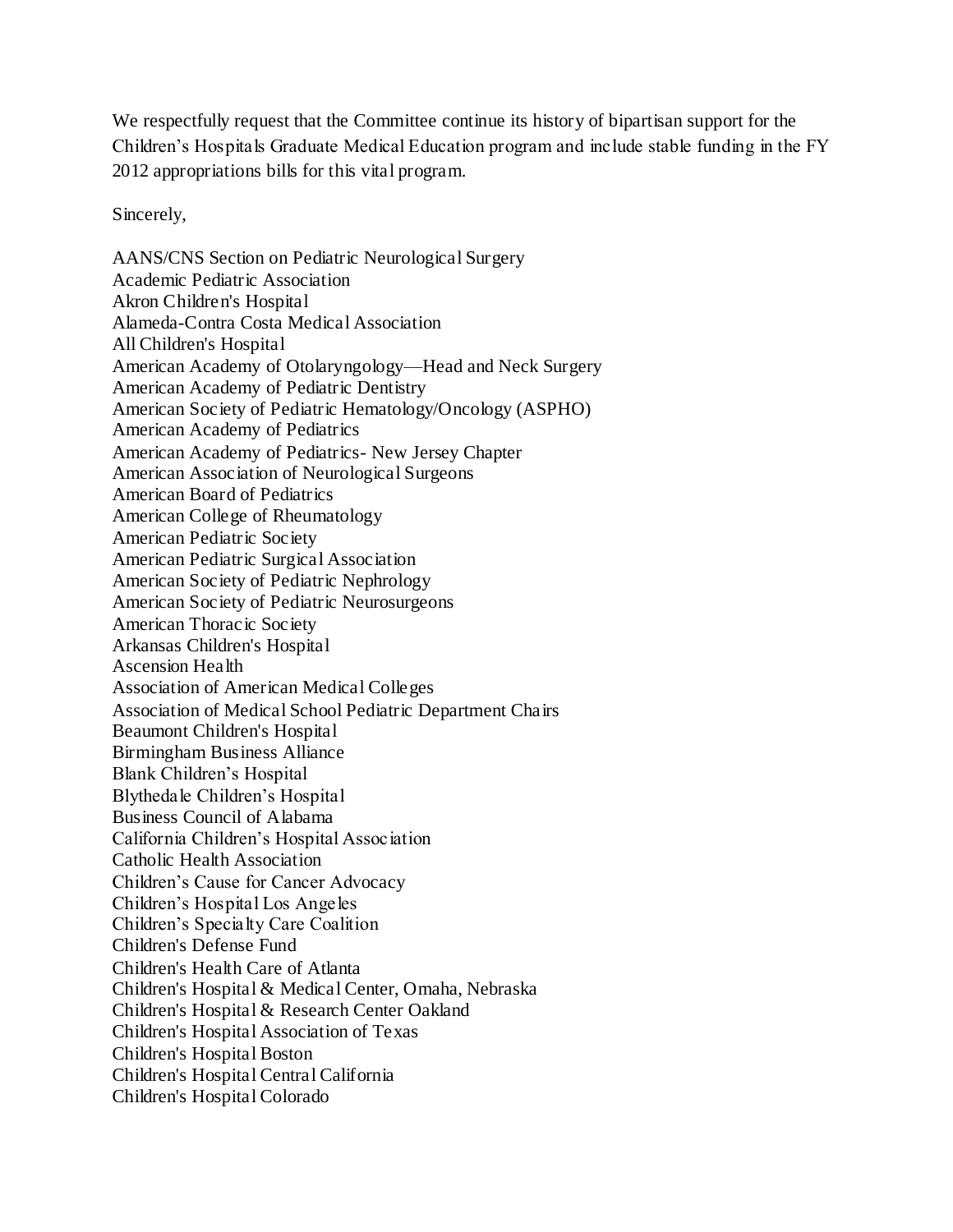We respectfully request that the Committee continue its history of bipartisan support for the Children's Hospitals Graduate Medical Education program and include stable funding in the FY 2012 appropriations bills for this vital program.

Sincerely,

AANS/CNS Section on Pediatric Neurological Surgery  
Academic Pediatric Association  
Akron Children's Hospital  
Alameda-Contra Costa Medical Association  
All Children's Hospital  
American Academy of Otolaryngology—Head and Neck Surgery  
American Academy of Pediatric Dentistry  
American Society of Pediatric Hematology/Oncology (ASPHO)  
American Academy of Pediatrics  
American Academy of Pediatrics- New Jersey Chapter  
American Association of Neurological Surgeons  
American Board of Pediatrics  
American College of Rheumatology  
American Pediatric Society  
American Pediatric Surgical Association  
American Society of Pediatric Nephrology  
American Society of Pediatric Neurosurgeons  
American Thoracic Society  
Arkansas Children's Hospital  
Ascension Health  
Association of American Medical Colleges  
Association of Medical School Pediatric Department Chairs  
Beaumont Children's Hospital  
Birmingham Business Alliance  
Blank Children's Hospital  
Blythedale Children's Hospital  
Business Council of Alabama  
California Children's Hospital Association  
Catholic Health Association  
Children's Cause for Cancer Advocacy  
Children's Hospital Los Angeles  
Children's Specialty Care Coalition  
Children's Defense Fund  
Children's Health Care of Atlanta  
Children's Hospital & Medical Center, Omaha, Nebraska  
Children's Hospital & Research Center Oakland  
Children's Hospital Association of Texas  
Children's Hospital Boston  
Children's Hospital Central California  
Children's Hospital Colorado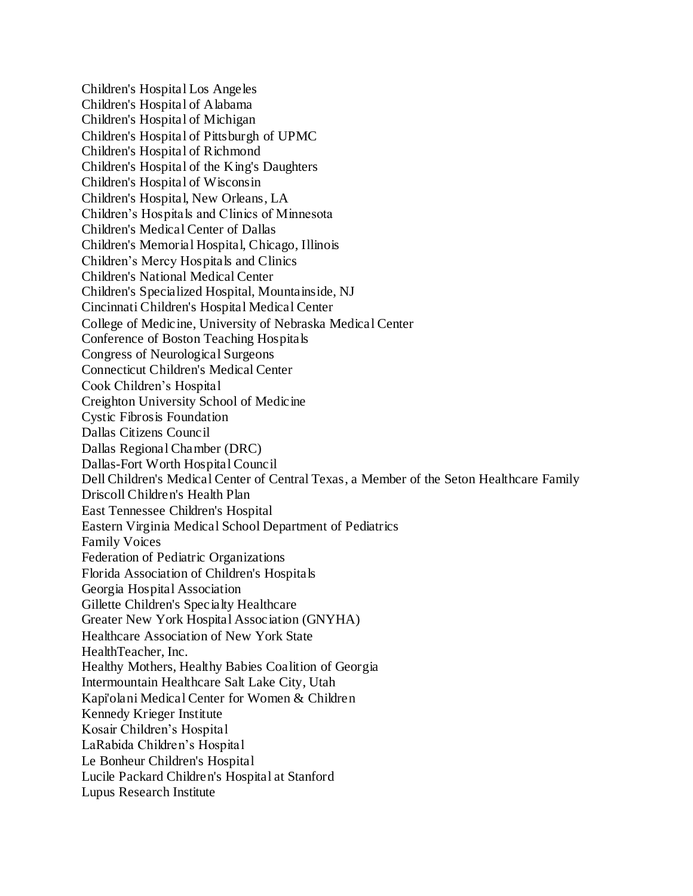Children's Hospital Los Angeles
Children's Hospital of Alabama
Children's Hospital of Michigan
Children's Hospital of Pittsburgh of UPMC
Children's Hospital of Richmond
Children's Hospital of the King's Daughters
Children's Hospital of Wisconsin
Children's Hospital, New Orleans, LA
Children’s Hospitals and Clinics of Minnesota
Children's Medical Center of Dallas
Children's Memorial Hospital, Chicago, Illinois
Children’s Mercy Hospitals and Clinics
Children's National Medical Center
Children's Specialized Hospital, Mountainside, NJ
Cincinnati Children's Hospital Medical Center
College of Medicine, University of Nebraska Medical Center
Conference of Boston Teaching Hospitals
Congress of Neurological Surgeons
Connecticut Children's Medical Center
Cook Children’s Hospital
Creighton University School of Medicine
Cystic Fibrosis Foundation
Dallas Citizens Council
Dallas Regional Chamber (DRC)
Dallas-Fort Worth Hospital Council
Dell Children's Medical Center of Central Texas, a Member of the Seton Healthcare Family
Driscoll Children's Health Plan
East Tennessee Children's Hospital
Eastern Virginia Medical School Department of Pediatrics
Family Voices
Federation of Pediatric Organizations
Florida Association of Children's Hospitals
Georgia Hospital Association
Gillette Children's Specialty Healthcare
Greater New York Hospital Association (GNYHA)
Healthcare Association of New York State
HealthTeacher, Inc.
Healthy Mothers, Healthy Babies Coalition of Georgia
Intermountain Healthcare Salt Lake City, Utah
Kapi'olani Medical Center for Women & Children
Kennedy Krieger Institute
Kosair Children’s Hospital
LaRabida Children’s Hospital
Le Bonheur Children's Hospital
Lucile Packard Children's Hospital at Stanford
Lupus Research Institute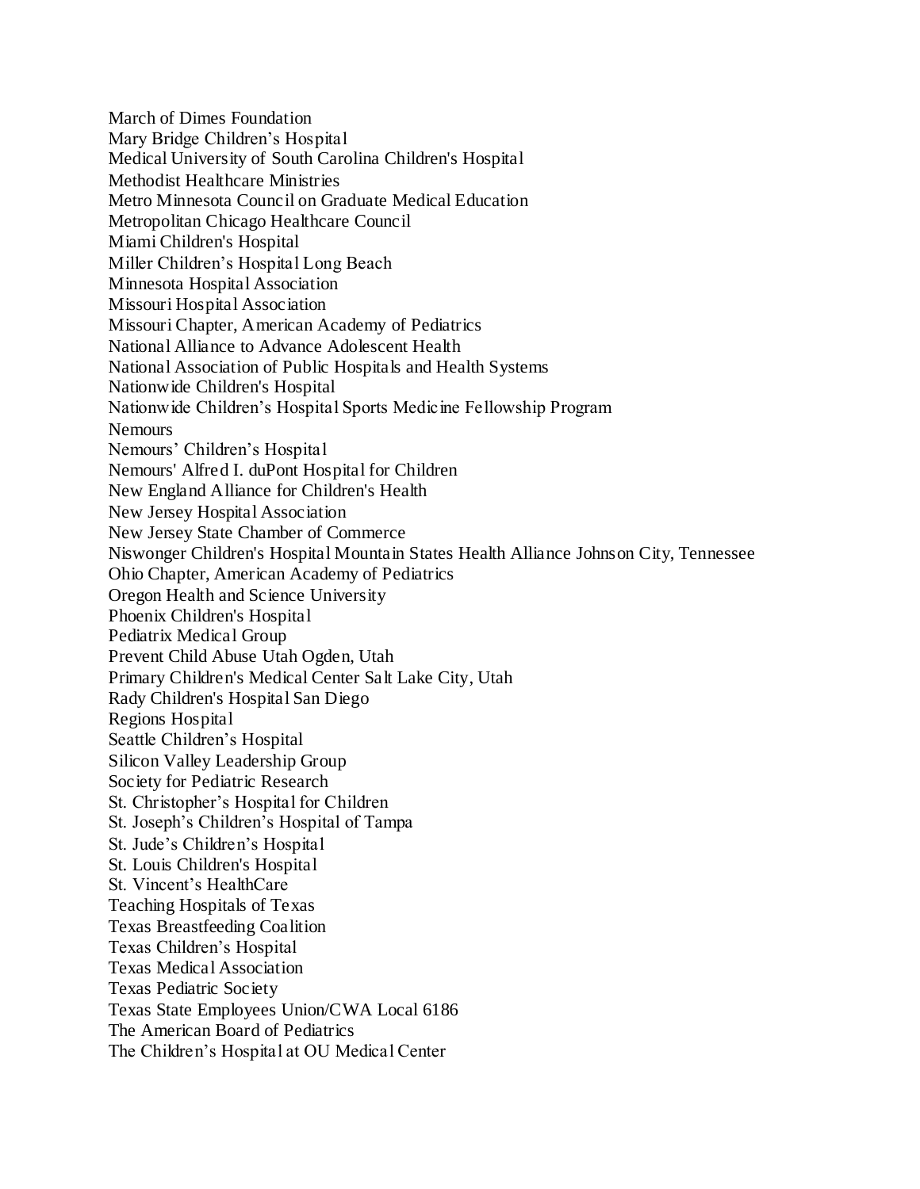March of Dimes Foundation
Mary Bridge Children's Hospital
Medical University of South Carolina Children's Hospital
Methodist Healthcare Ministries
Metro Minnesota Council on Graduate Medical Education
Metropolitan Chicago Healthcare Council
Miami Children's Hospital
Miller Children's Hospital Long Beach
Minnesota Hospital Association
Missouri Hospital Association
Missouri Chapter, American Academy of Pediatrics
National Alliance to Advance Adolescent Health
National Association of Public Hospitals and Health Systems
Nationwide Children's Hospital
Nationwide Children's Hospital Sports Medicine Fellowship Program
Nemours
Nemours' Children's Hospital
Nemours' Alfred I. duPont Hospital for Children
New England Alliance for Children's Health
New Jersey Hospital Association
New Jersey State Chamber of Commerce
Niswonger Children's Hospital Mountain States Health Alliance Johnson City, Tennessee
Ohio Chapter, American Academy of Pediatrics
Oregon Health and Science University
Phoenix Children's Hospital
Pediatrix Medical Group
Prevent Child Abuse Utah Ogden, Utah
Primary Children's Medical Center Salt Lake City, Utah
Rady Children's Hospital San Diego
Regions Hospital
Seattle Children's Hospital
Silicon Valley Leadership Group
Society for Pediatric Research
St. Christopher's Hospital for Children
St. Joseph's Children's Hospital of Tampa
St. Jude's Children's Hospital
St. Louis Children's Hospital
St. Vincent's HealthCare
Teaching Hospitals of Texas
Texas Breastfeeding Coalition
Texas Children's Hospital
Texas Medical Association
Texas Pediatric Society
Texas State Employees Union/CWA Local 6186
The American Board of Pediatrics
The Children's Hospital at OU Medical Center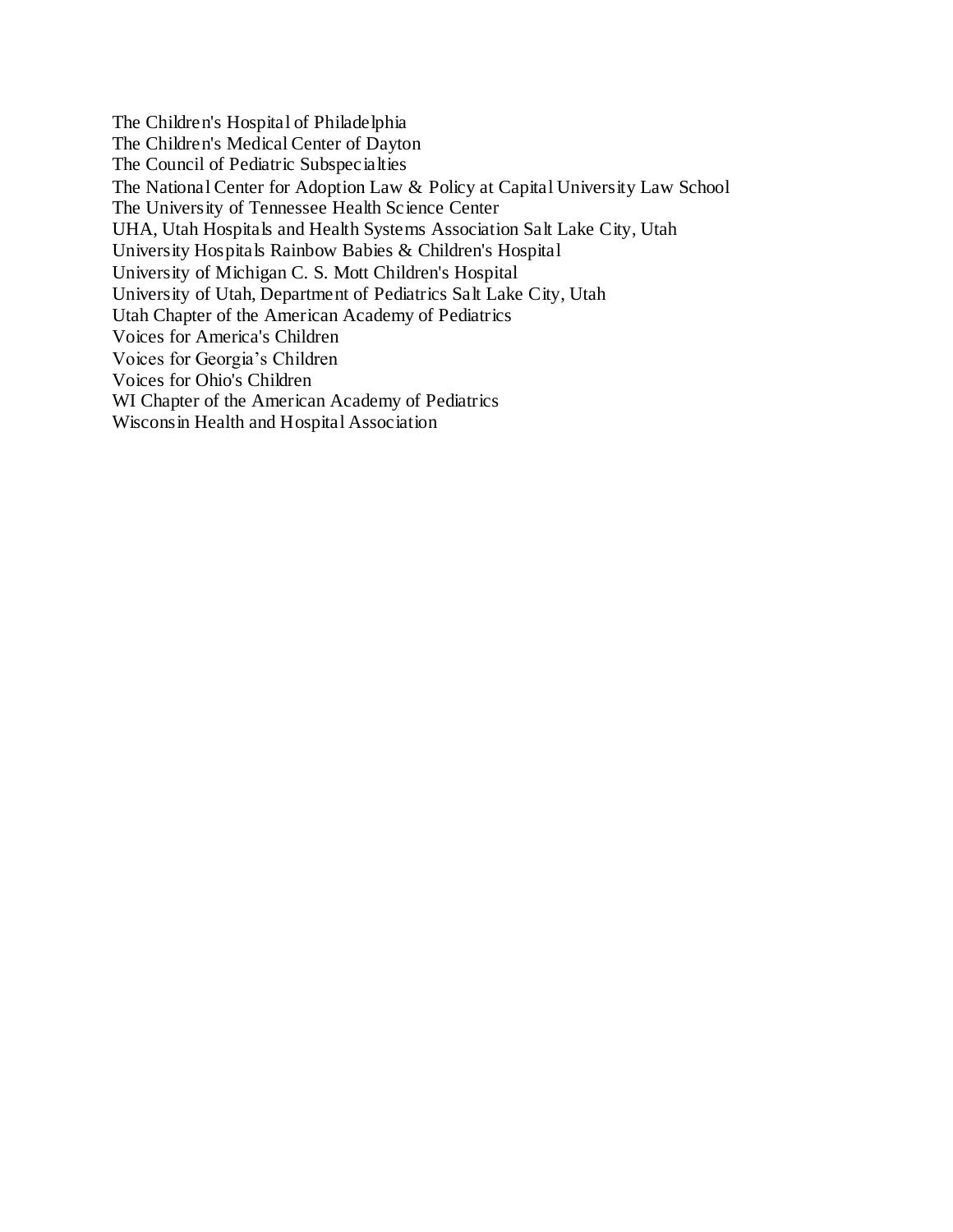The Children's Hospital of Philadelphia
The Children's Medical Center of Dayton
The Council of Pediatric Subspecialties
The National Center for Adoption Law & Policy at Capital University Law School
The University of Tennessee Health Science Center
UHA, Utah Hospitals and Health Systems Association Salt Lake City, Utah
University Hospitals Rainbow Babies & Children's Hospital
University of Michigan C. S. Mott Children's Hospital
University of Utah, Department of Pediatrics Salt Lake City, Utah
Utah Chapter of the American Academy of Pediatrics
Voices for America's Children
Voices for Georgia’s Children
Voices for Ohio's Children
WI Chapter of the American Academy of Pediatrics
Wisconsin Health and Hospital Association